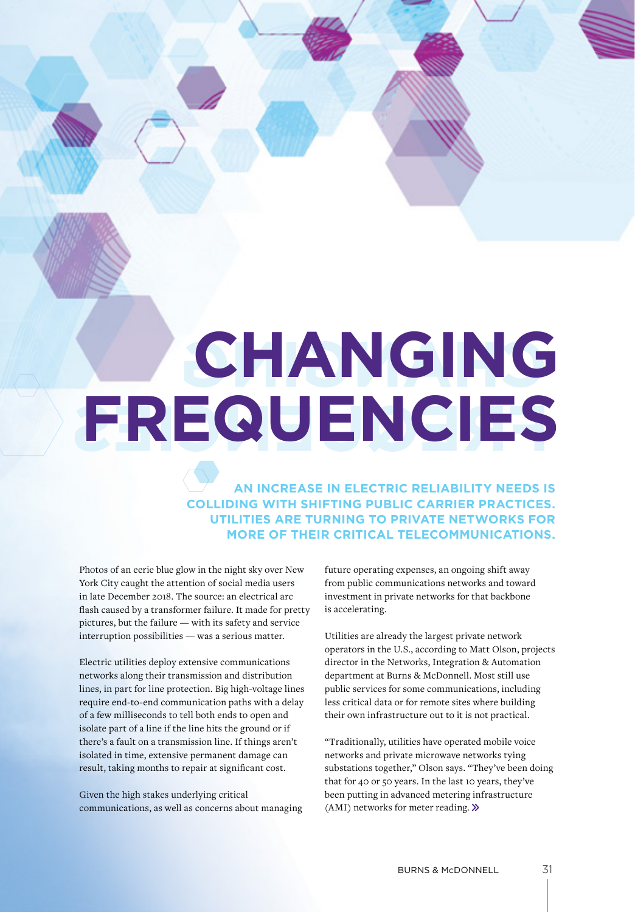# CHANGING FREQUENCIES

**AN INCREASE IN ELECTRIC RELIABILITY NEEDS IS COLLIDING WITH SHIFTING PUBLIC CARRIER PRACTICES. UTILITIES ARE TURNING TO PRIVATE NETWORKS FOR MORE OF THEIR CRITICAL TELECOMMUNICATIONS.**

Photos of an eerie blue glow in the night sky over New York City caught the attention of social media users in late December 2018. The source: an electrical arc flash caused by a transformer failure. It made for pretty pictures, but the failure — with its safety and service interruption possibilities — was a serious matter.

Electric utilities deploy extensive communications networks along their transmission and distribution lines, in part for line protection. Big high-voltage lines require end-to-end communication paths with a delay of a few milliseconds to tell both ends to open and isolate part of a line if the line hits the ground or if there's a fault on a transmission line. If things aren't isolated in time, extensive permanent damage can result, taking months to repair at significant cost.

Given the high stakes underlying critical communications, as well as concerns about managing future operating expenses, an ongoing shift away from public communications networks and toward investment in private networks for that backbone is accelerating.

Utilities are already the largest private network operators in the U.S., according to Matt Olson, projects director in the Networks, Integration & Automation department at Burns & McDonnell. Most still use public services for some communications, including less critical data or for remote sites where building their own infrastructure out to it is not practical.

"Traditionally, utilities have operated mobile voice networks and private microwave networks tying substations together," Olson says. "They've been doing that for 40 or 50 years. In the last 10 years, they've been putting in advanced metering infrastructure (AMI) networks for meter reading. »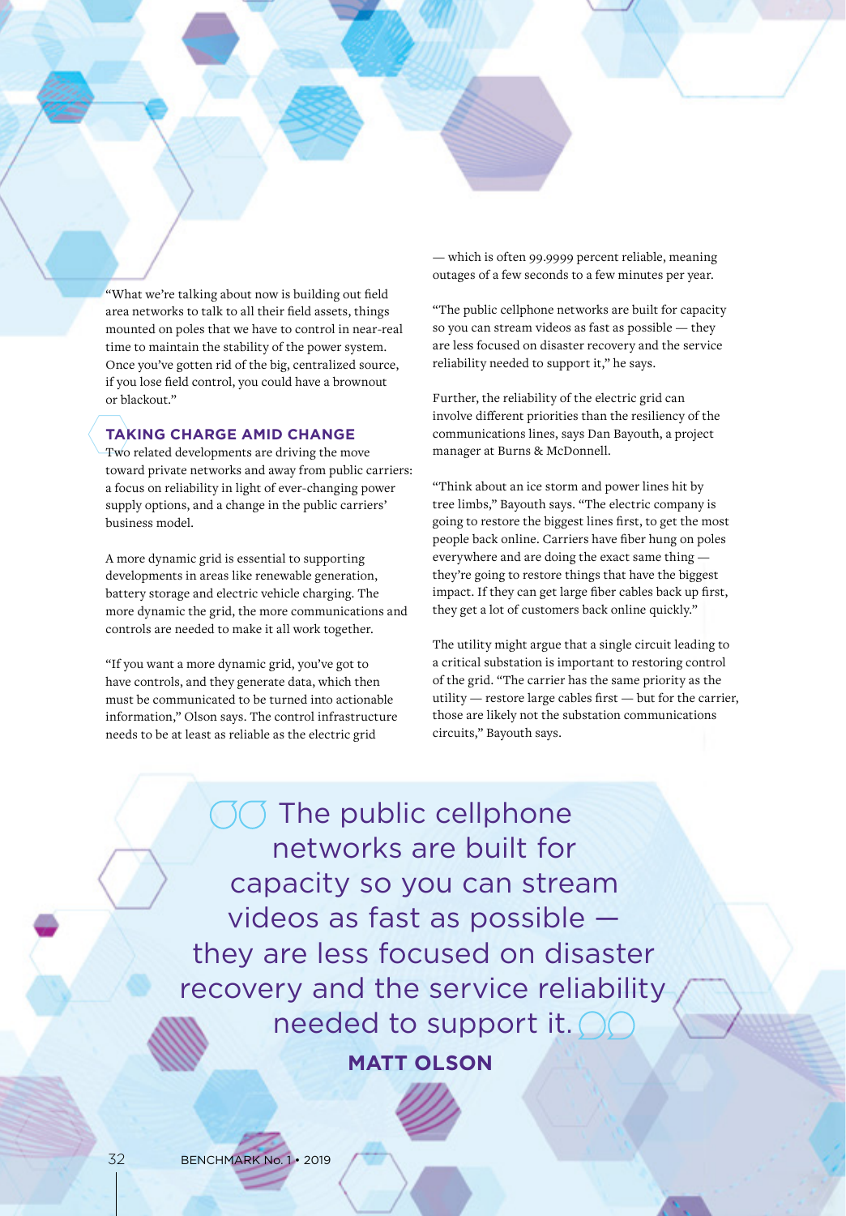"What we're talking about now is building out field area networks to talk to all their field assets, things mounted on poles that we have to control in near-real time to maintain the stability of the power system. Once you've gotten rid of the big, centralized source, if you lose field control, you could have a brownout or blackout."

## TAKING CHARGE AMID CHANGE

Two related developments are driving the move toward private networks and away from public carriers: a focus on reliability in light of ever-changing power supply options, and a change in the public carriers' business model.

A more dynamic grid is essential to supporting developments in areas like renewable generation, battery storage and electric vehicle charging. The more dynamic the grid, the more communications and controls are needed to make it all work together.

"If you want a more dynamic grid, you've got to have controls, and they generate data, which then must be communicated to be turned into actionable information," Olson says. The control infrastructure needs to be at least as reliable as the electric grid — which is often 99.9999 percent reliable, meaning outages of a few seconds to a few minutes per year.

"The public cellphone networks are built for capacity so you can stream videos as fast as possible — they are less focused on disaster recovery and the service reliability needed to support it," he says.

Further, the reliability of the electric grid can involve different priorities than the resiliency of the communications lines, says Dan Bayouth, a project manager at Burns & McDonnell.

"Think about an ice storm and power lines hit by tree limbs," Bayouth says. "The electric company is going to restore the biggest lines first, to get the most people back online. Carriers have fiber hung on poles everywhere and are doing the exact same thing — they're going to restore things that have the biggest impact. If they can get large fiber cables back up first, they get a lot of customers back online quickly."

The utility might argue that a single circuit leading to a critical substation is important to restoring control of the grid. "The carrier has the same priority as the utility — restore large cables first — but for the carrier, those are likely not the substation communications circuits," Bayouth says.

> The public cellphone networks are built for capacity so you can stream videos as fast as possible — they are less focused on disaster recovery and the service reliability needed to support it.
>
> **MATT OLSON**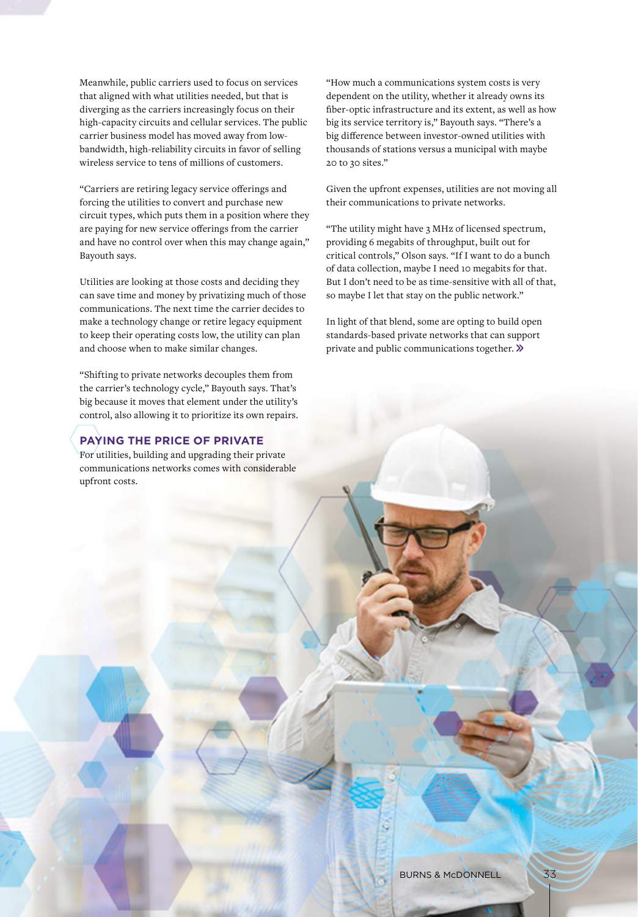Meanwhile, public carriers used to focus on services that aligned with what utilities needed, but that is diverging as the carriers increasingly focus on their high-capacity circuits and cellular services. The public carrier business model has moved away from low-bandwidth, high-reliability circuits in favor of selling wireless service to tens of millions of customers.

"Carriers are retiring legacy service offerings and forcing the utilities to convert and purchase new circuit types, which puts them in a position where they are paying for new service offerings from the carrier and have no control over when this may change again," Bayouth says.

Utilities are looking at those costs and deciding they can save time and money by privatizing much of those communications. The next time the carrier decides to make a technology change or retire legacy equipment to keep their operating costs low, the utility can plan and choose when to make similar changes.

"Shifting to private networks decouples them from the carrier's technology cycle," Bayouth says. That's big because it moves that element under the utility's control, also allowing it to prioritize its own repairs.

## PAYING THE PRICE OF PRIVATE

For utilities, building and upgrading their private communications networks comes with considerable upfront costs.

"How much a communications system costs is very dependent on the utility, whether it already owns its fiber-optic infrastructure and its extent, as well as how big its service territory is," Bayouth says. "There's a big difference between investor-owned utilities with thousands of stations versus a municipal with maybe 20 to 30 sites."

Given the upfront expenses, utilities are not moving all their communications to private networks.

"The utility might have 3 MHz of licensed spectrum, providing 6 megabits of throughput, built out for critical controls," Olson says. "If I want to do a bunch of data collection, maybe I need 10 megabits for that. But I don't need to be as time-sensitive with all of that, so maybe I let that stay on the public network."

In light of that blend, some are opting to build open standards-based private networks that can support private and public communications together. »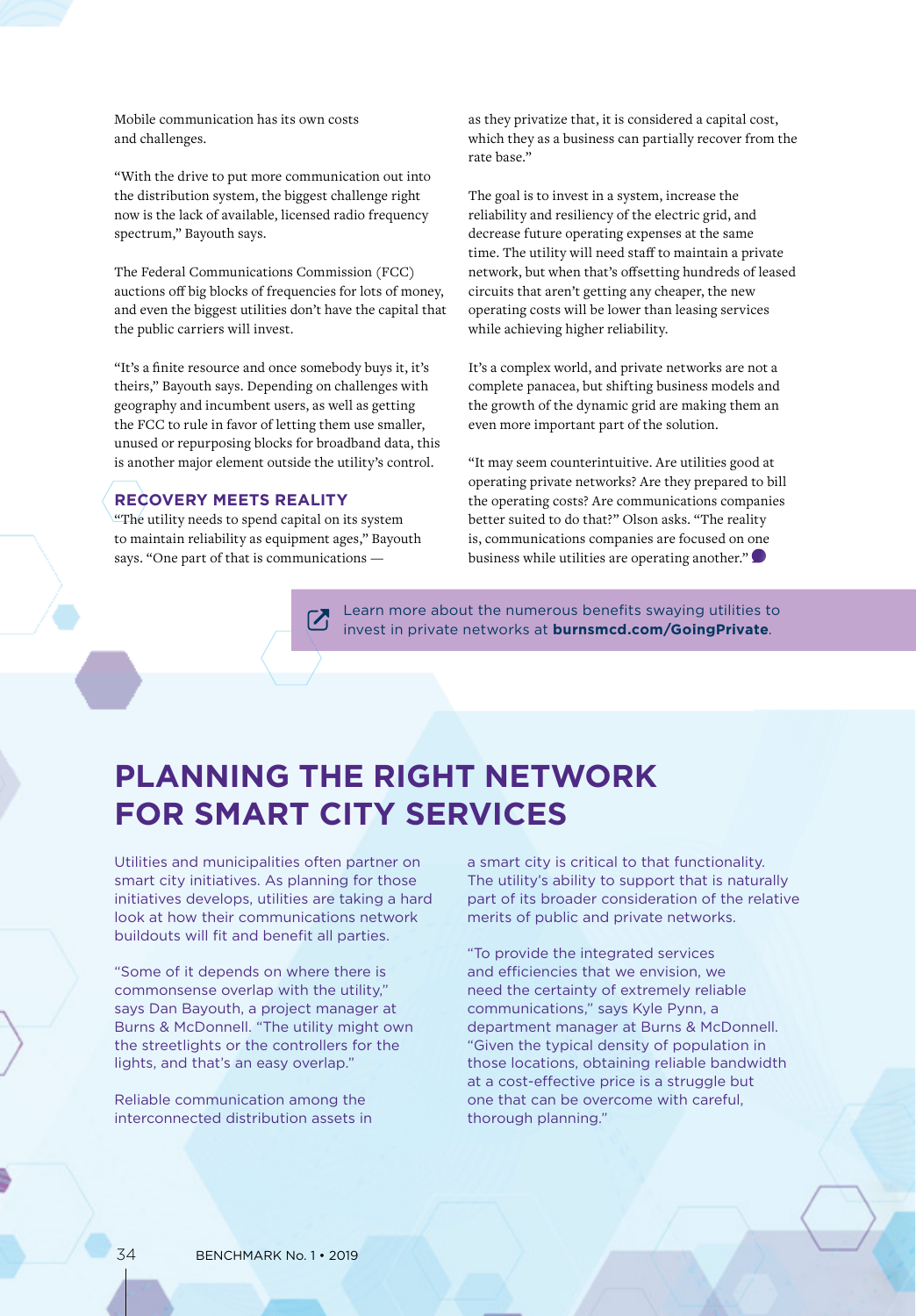Mobile communication has its own costs and challenges.

"With the drive to put more communication out into the distribution system, the biggest challenge right now is the lack of available, licensed radio frequency spectrum," Bayouth says.

The Federal Communications Commission (FCC) auctions off big blocks of frequencies for lots of money, and even the biggest utilities don't have the capital that the public carriers will invest.

"It's a finite resource and once somebody buys it, it's theirs," Bayouth says. Depending on challenges with geography and incumbent users, as well as getting the FCC to rule in favor of letting them use smaller, unused or repurposing blocks for broadband data, this is another major element outside the utility's control.

## RECOVERY MEETS REALITY

"The utility needs to spend capital on its system to maintain reliability as equipment ages," Bayouth says. "One part of that is communications — as they privatize that, it is considered a capital cost, which they as a business can partially recover from the rate base."

The goal is to invest in a system, increase the reliability and resiliency of the electric grid, and decrease future operating expenses at the same time. The utility will need staff to maintain a private network, but when that's offsetting hundreds of leased circuits that aren't getting any cheaper, the new operating costs will be lower than leasing services while achieving higher reliability.

It's a complex world, and private networks are not a complete panacea, but shifting business models and the growth of the dynamic grid are making them an even more important part of the solution.

"It may seem counterintuitive. Are utilities good at operating private networks? Are they prepared to bill the operating costs? Are communications companies better suited to do that?" Olson asks. "The reality is, communications companies are focused on one business while utilities are operating another."

Learn more about the numerous benefits swaying utilities to invest in private networks at **burnsmcd.com/GoingPrivate**.

# PLANNING THE RIGHT NETWORK FOR SMART CITY SERVICES

Utilities and municipalities often partner on smart city initiatives. As planning for those initiatives develops, utilities are taking a hard look at how their communications network buildouts will fit and benefit all parties.

"Some of it depends on where there is commonsense overlap with the utility," says Dan Bayouth, a project manager at Burns & McDonnell. "The utility might own the streetlights or the controllers for the lights, and that's an easy overlap."

Reliable communication among the interconnected distribution assets in a smart city is critical to that functionality. The utility's ability to support that is naturally part of its broader consideration of the relative merits of public and private networks.

"To provide the integrated services and efficiencies that we envision, we need the certainty of extremely reliable communications," says Kyle Pynn, a department manager at Burns & McDonnell. "Given the typical density of population in those locations, obtaining reliable bandwidth at a cost-effective price is a struggle but one that can be overcome with careful, thorough planning."